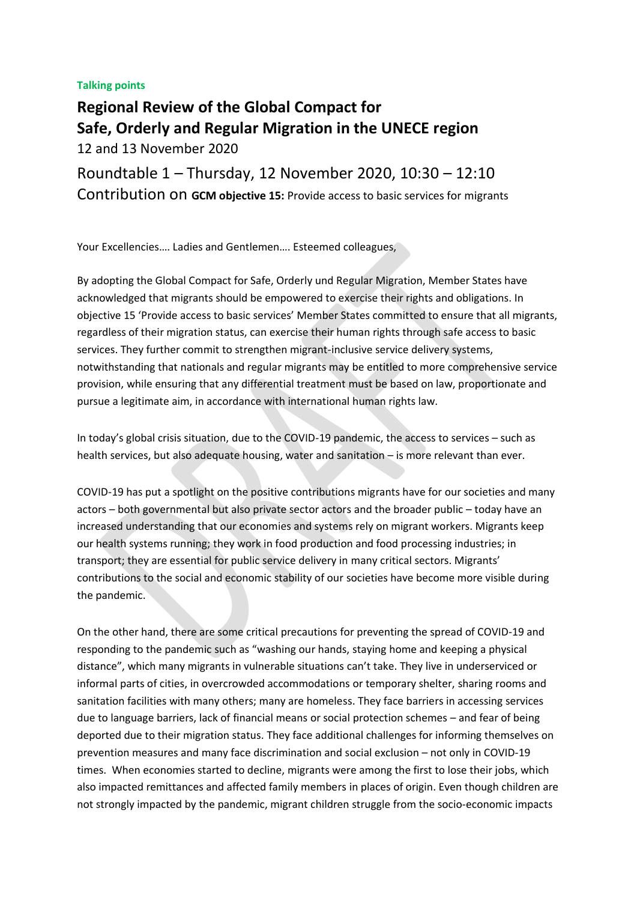**Talking points**

# Regional Review of the Global Compact for Safe, Orderly and Regular Migration in the UNECE region

12 and 13 November 2020

## Roundtable 1 – Thursday, 12 November 2020, 10:30 – 12:10

## Contribution on **GCM objective 15:** Provide access to basic services for migrants

Your Excellencies…. Ladies and Gentlemen…. Esteemed colleagues,

By adopting the Global Compact for Safe, Orderly und Regular Migration, Member States have acknowledged that migrants should be empowered to exercise their rights and obligations. In objective 15 'Provide access to basic services' Member States committed to ensure that all migrants, regardless of their migration status, can exercise their human rights through safe access to basic services. They further commit to strengthen migrant-inclusive service delivery systems, notwithstanding that nationals and regular migrants may be entitled to more comprehensive service provision, while ensuring that any differential treatment must be based on law, proportionate and pursue a legitimate aim, in accordance with international human rights law.

In today's global crisis situation, due to the COVID-19 pandemic, the access to services – such as health services, but also adequate housing, water and sanitation – is more relevant than ever.

COVID-19 has put a spotlight on the positive contributions migrants have for our societies and many actors – both governmental but also private sector actors and the broader public – today have an increased understanding that our economies and systems rely on migrant workers. Migrants keep our health systems running; they work in food production and food processing industries; in transport; they are essential for public service delivery in many critical sectors. Migrants' contributions to the social and economic stability of our societies have become more visible during the pandemic.

On the other hand, there are some critical precautions for preventing the spread of COVID-19 and responding to the pandemic such as "washing our hands, staying home and keeping a physical distance", which many migrants in vulnerable situations can't take. They live in underserviced or informal parts of cities, in overcrowded accommodations or temporary shelter, sharing rooms and sanitation facilities with many others; many are homeless. They face barriers in accessing services due to language barriers, lack of financial means or social protection schemes – and fear of being deported due to their migration status. They face additional challenges for informing themselves on prevention measures and many face discrimination and social exclusion – not only in COVID-19 times. When economies started to decline, migrants were among the first to lose their jobs, which also impacted remittances and affected family members in places of origin. Even though children are not strongly impacted by the pandemic, migrant children struggle from the socio-economic impacts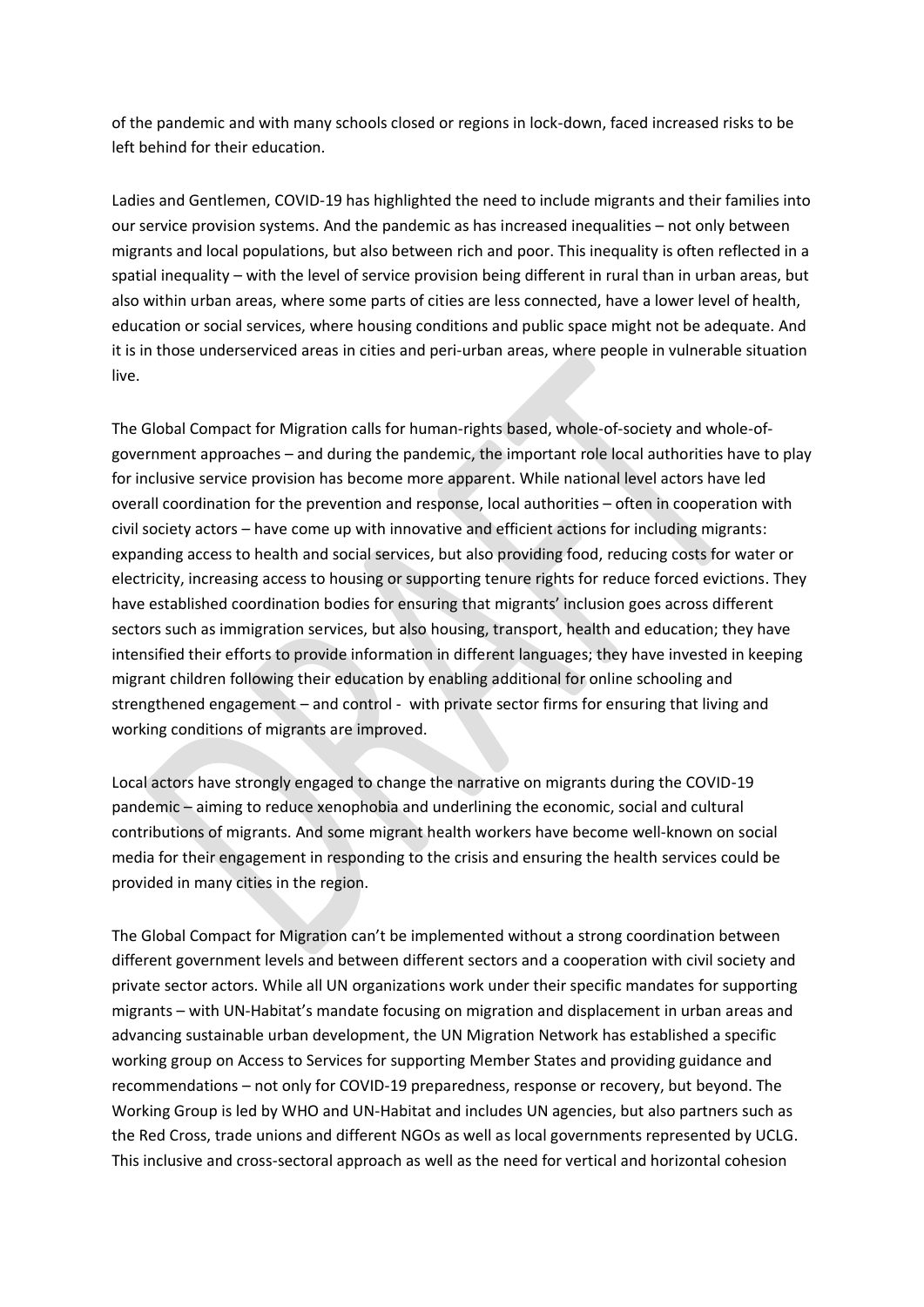of the pandemic and with many schools closed or regions in lock-down, faced increased risks to be left behind for their education.

Ladies and Gentlemen, COVID-19 has highlighted the need to include migrants and their families into our service provision systems. And the pandemic as has increased inequalities – not only between migrants and local populations, but also between rich and poor. This inequality is often reflected in a spatial inequality – with the level of service provision being different in rural than in urban areas, but also within urban areas, where some parts of cities are less connected, have a lower level of health, education or social services, where housing conditions and public space might not be adequate. And it is in those underserviced areas in cities and peri-urban areas, where people in vulnerable situation live.

The Global Compact for Migration calls for human-rights based, whole-of-society and whole-of-government approaches – and during the pandemic, the important role local authorities have to play for inclusive service provision has become more apparent. While national level actors have led overall coordination for the prevention and response, local authorities – often in cooperation with civil society actors – have come up with innovative and efficient actions for including migrants: expanding access to health and social services, but also providing food, reducing costs for water or electricity, increasing access to housing or supporting tenure rights for reduce forced evictions. They have established coordination bodies for ensuring that migrants' inclusion goes across different sectors such as immigration services, but also housing, transport, health and education; they have intensified their efforts to provide information in different languages; they have invested in keeping migrant children following their education by enabling additional for online schooling and strengthened engagement – and control - with private sector firms for ensuring that living and working conditions of migrants are improved.

Local actors have strongly engaged to change the narrative on migrants during the COVID-19 pandemic – aiming to reduce xenophobia and underlining the economic, social and cultural contributions of migrants. And some migrant health workers have become well-known on social media for their engagement in responding to the crisis and ensuring the health services could be provided in many cities in the region.

The Global Compact for Migration can't be implemented without a strong coordination between different government levels and between different sectors and a cooperation with civil society and private sector actors. While all UN organizations work under their specific mandates for supporting migrants – with UN-Habitat's mandate focusing on migration and displacement in urban areas and advancing sustainable urban development, the UN Migration Network has established a specific working group on Access to Services for supporting Member States and providing guidance and recommendations – not only for COVID-19 preparedness, response or recovery, but beyond. The Working Group is led by WHO and UN-Habitat and includes UN agencies, but also partners such as the Red Cross, trade unions and different NGOs as well as local governments represented by UCLG. This inclusive and cross-sectoral approach as well as the need for vertical and horizontal cohesion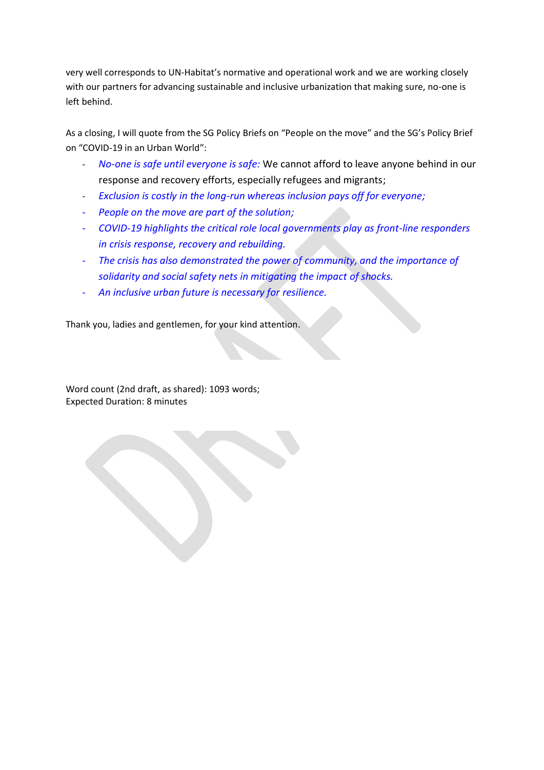very well corresponds to UN-Habitat's normative and operational work and we are working closely with our partners for advancing sustainable and inclusive urbanization that making sure, no-one is left behind.

As a closing, I will quote from the SG Policy Briefs on "People on the move" and the SG's Policy Brief on "COVID-19 in an Urban World":

- *No-one is safe until everyone is safe:* We cannot afford to leave anyone behind in our response and recovery efforts, especially refugees and migrants;
- *Exclusion is costly in the long-run whereas inclusion pays off for everyone;*
- *People on the move are part of the solution;*
- *COVID-19 highlights the critical role local governments play as front-line responders in crisis response, recovery and rebuilding.*
- *The crisis has also demonstrated the power of community, and the importance of solidarity and social safety nets in mitigating the impact of shocks.*
- *An inclusive urban future is necessary for resilience.*

Thank you, ladies and gentlemen, for your kind attention.

Word count (2nd draft, as shared): 1093 words;
Expected Duration: 8 minutes